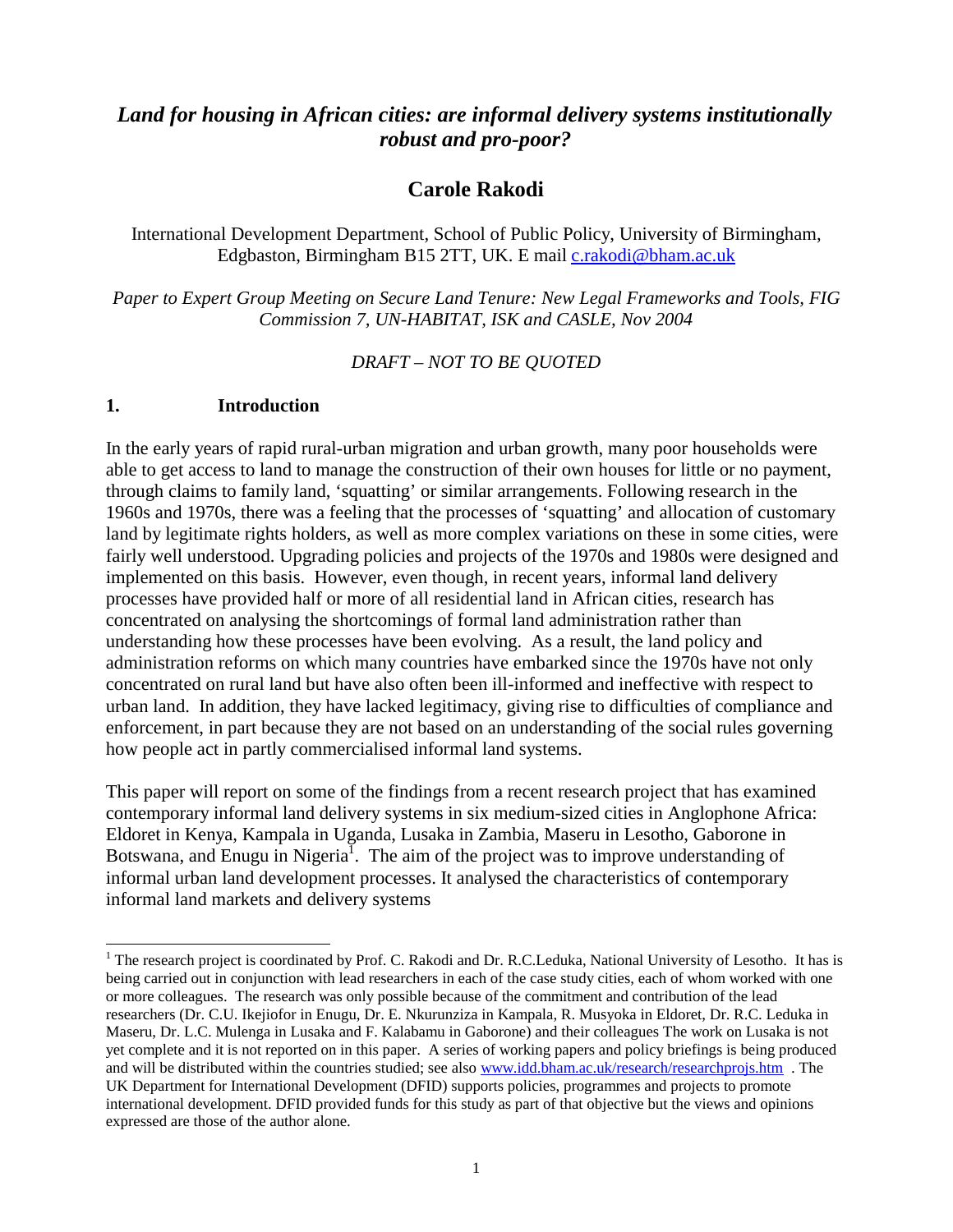# *Land for housing in African cities: are informal delivery systems institutionally robust and pro-poor?*

## Carole Rakodi

International Development Department, School of Public Policy, University of Birmingham, Edgbaston, Birmingham B15 2TT, UK. E mail c.rakodi@bham.ac.uk

*Paper to Expert Group Meeting on Secure Land Tenure: New Legal Frameworks and Tools, FIG Commission 7, UN-HABITAT, ISK and CASLE, Nov 2004*

*DRAFT – NOT TO BE QUOTED*

## 1. Introduction

In the early years of rapid rural-urban migration and urban growth, many poor households were able to get access to land to manage the construction of their own houses for little or no payment, through claims to family land, 'squatting' or similar arrangements. Following research in the 1960s and 1970s, there was a feeling that the processes of 'squatting' and allocation of customary land by legitimate rights holders, as well as more complex variations on these in some cities, were fairly well understood. Upgrading policies and projects of the 1970s and 1980s were designed and implemented on this basis. However, even though, in recent years, informal land delivery processes have provided half or more of all residential land in African cities, research has concentrated on analysing the shortcomings of formal land administration rather than understanding how these processes have been evolving. As a result, the land policy and administration reforms on which many countries have embarked since the 1970s have not only concentrated on rural land but have also often been ill-informed and ineffective with respect to urban land. In addition, they have lacked legitimacy, giving rise to difficulties of compliance and enforcement, in part because they are not based on an understanding of the social rules governing how people act in partly commercialised informal land systems.

This paper will report on some of the findings from a recent research project that has examined contemporary informal land delivery systems in six medium-sized cities in Anglophone Africa: Eldoret in Kenya, Kampala in Uganda, Lusaka in Zambia, Maseru in Lesotho, Gaborone in Botswana, and Enugu in Nigeria[1]. The aim of the project was to improve understanding of informal urban land development processes. It analysed the characteristics of contemporary informal land markets and delivery systems

[1] The research project is coordinated by Prof. C. Rakodi and Dr. R.C.Leduka, National University of Lesotho. It has is being carried out in conjunction with lead researchers in each of the case study cities, each of whom worked with one or more colleagues. The research was only possible because of the commitment and contribution of the lead researchers (Dr. C.U. Ikejiofor in Enugu, Dr. E. Nkurunziza in Kampala, R. Musyoka in Eldoret, Dr. R.C. Leduka in Maseru, Dr. L.C. Mulenga in Lusaka and F. Kalabamu in Gaborone) and their colleagues The work on Lusaka is not yet complete and it is not reported on in this paper. A series of working papers and policy briefings is being produced and will be distributed within the countries studied; see also www.idd.bham.ac.uk/research/researchprojs.htm . The UK Department for International Development (DFID) supports policies, programmes and projects to promote international development. DFID provided funds for this study as part of that objective but the views and opinions expressed are those of the author alone.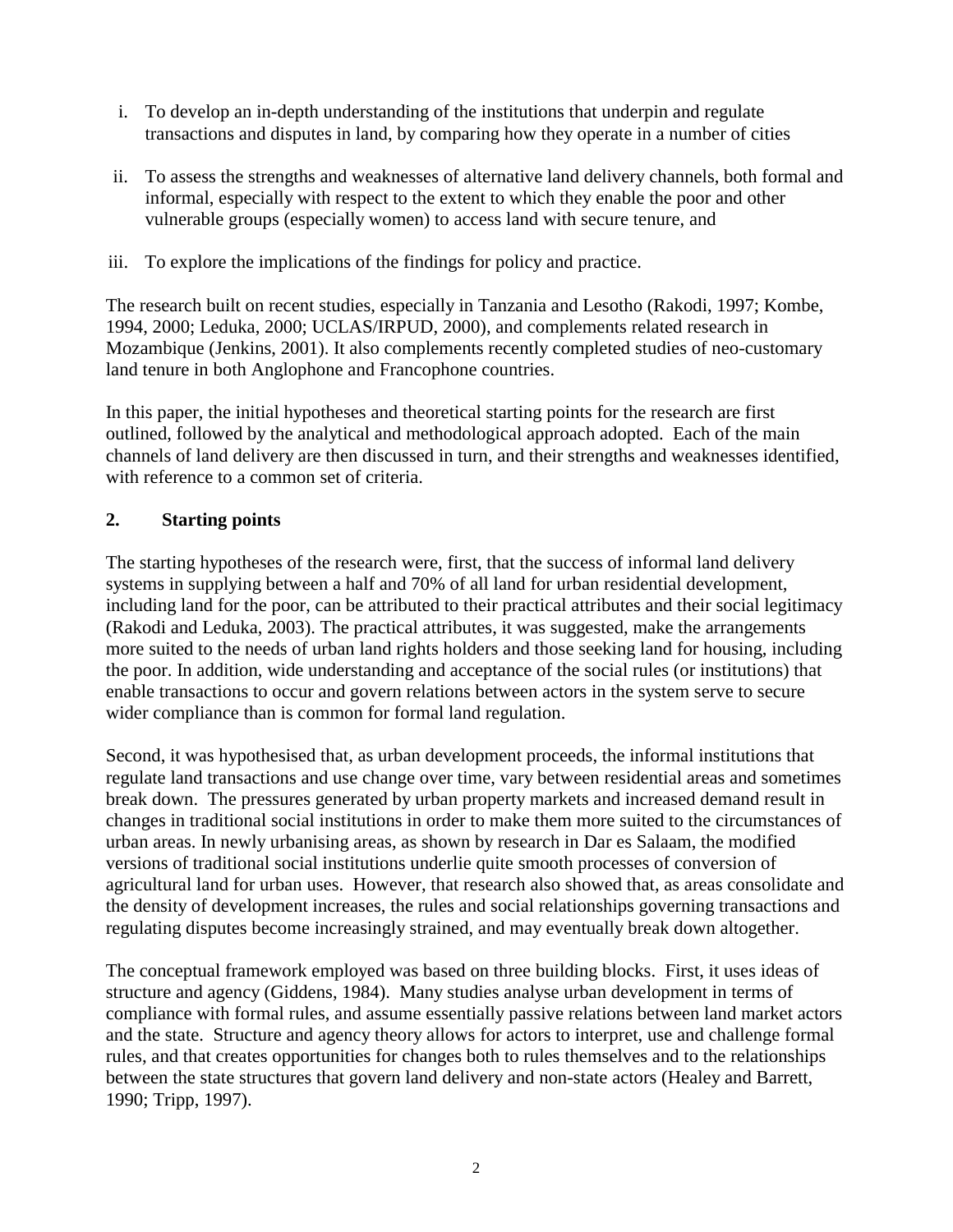i. To develop an in-depth understanding of the institutions that underpin and regulate transactions and disputes in land, by comparing how they operate in a number of cities

ii. To assess the strengths and weaknesses of alternative land delivery channels, both formal and informal, especially with respect to the extent to which they enable the poor and other vulnerable groups (especially women) to access land with secure tenure, and

iii. To explore the implications of the findings for policy and practice.

The research built on recent studies, especially in Tanzania and Lesotho (Rakodi, 1997; Kombe, 1994, 2000; Leduka, 2000; UCLAS/IRPUD, 2000), and complements related research in Mozambique (Jenkins, 2001). It also complements recently completed studies of neo-customary land tenure in both Anglophone and Francophone countries.

In this paper, the initial hypotheses and theoretical starting points for the research are first outlined, followed by the analytical and methodological approach adopted. Each of the main channels of land delivery are then discussed in turn, and their strengths and weaknesses identified, with reference to a common set of criteria.

## 2. Starting points

The starting hypotheses of the research were, first, that the success of informal land delivery systems in supplying between a half and 70% of all land for urban residential development, including land for the poor, can be attributed to their practical attributes and their social legitimacy (Rakodi and Leduka, 2003). The practical attributes, it was suggested, make the arrangements more suited to the needs of urban land rights holders and those seeking land for housing, including the poor. In addition, wide understanding and acceptance of the social rules (or institutions) that enable transactions to occur and govern relations between actors in the system serve to secure wider compliance than is common for formal land regulation.

Second, it was hypothesised that, as urban development proceeds, the informal institutions that regulate land transactions and use change over time, vary between residential areas and sometimes break down. The pressures generated by urban property markets and increased demand result in changes in traditional social institutions in order to make them more suited to the circumstances of urban areas. In newly urbanising areas, as shown by research in Dar es Salaam, the modified versions of traditional social institutions underlie quite smooth processes of conversion of agricultural land for urban uses. However, that research also showed that, as areas consolidate and the density of development increases, the rules and social relationships governing transactions and regulating disputes become increasingly strained, and may eventually break down altogether.

The conceptual framework employed was based on three building blocks. First, it uses ideas of structure and agency (Giddens, 1984). Many studies analyse urban development in terms of compliance with formal rules, and assume essentially passive relations between land market actors and the state. Structure and agency theory allows for actors to interpret, use and challenge formal rules, and that creates opportunities for changes both to rules themselves and to the relationships between the state structures that govern land delivery and non-state actors (Healey and Barrett, 1990; Tripp, 1997).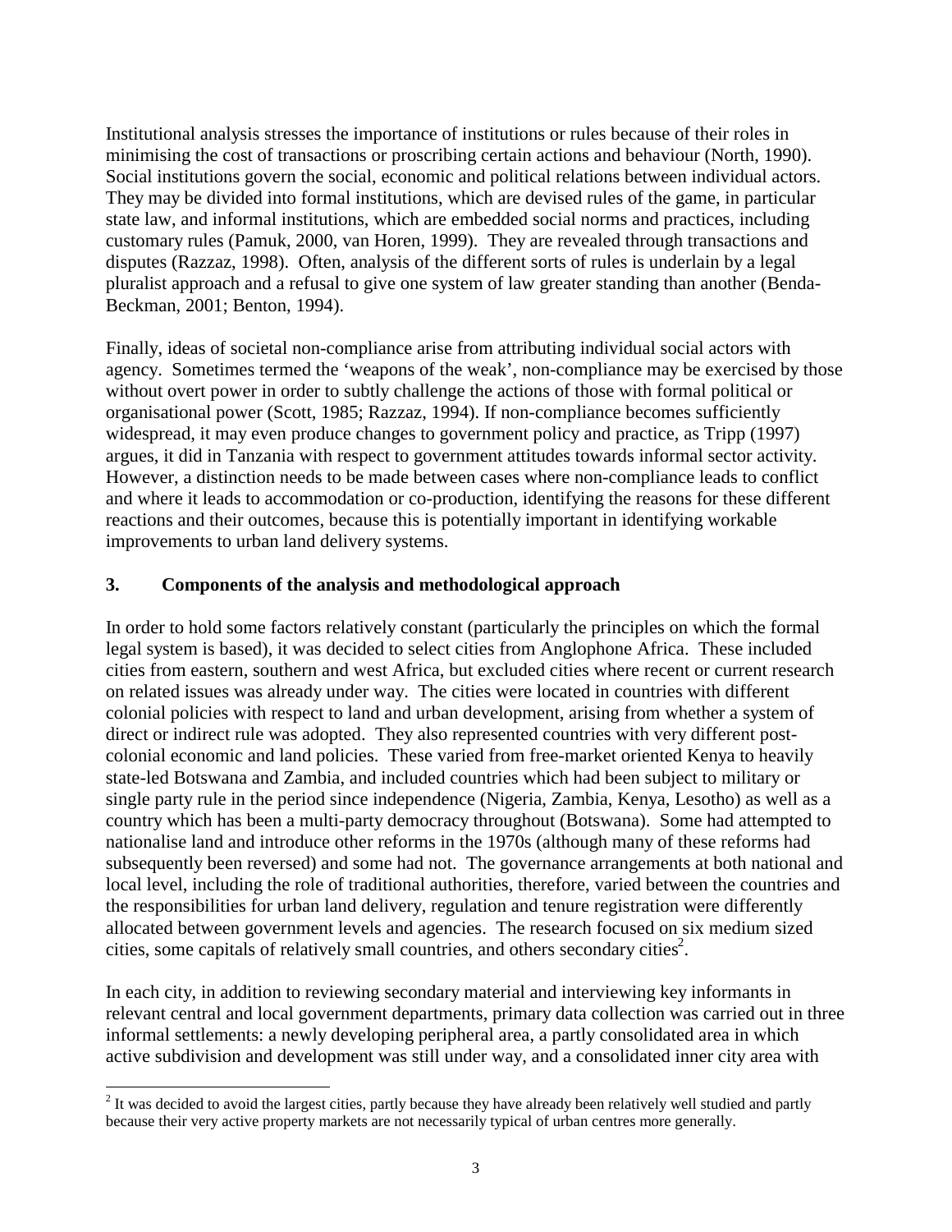Institutional analysis stresses the importance of institutions or rules because of their roles in minimising the cost of transactions or proscribing certain actions and behaviour (North, 1990). Social institutions govern the social, economic and political relations between individual actors. They may be divided into formal institutions, which are devised rules of the game, in particular state law, and informal institutions, which are embedded social norms and practices, including customary rules (Pamuk, 2000, van Horen, 1999). They are revealed through transactions and disputes (Razzaz, 1998). Often, analysis of the different sorts of rules is underlain by a legal pluralist approach and a refusal to give one system of law greater standing than another (Benda-Beckman, 2001; Benton, 1994).

Finally, ideas of societal non-compliance arise from attributing individual social actors with agency. Sometimes termed the 'weapons of the weak', non-compliance may be exercised by those without overt power in order to subtly challenge the actions of those with formal political or organisational power (Scott, 1985; Razzaz, 1994). If non-compliance becomes sufficiently widespread, it may even produce changes to government policy and practice, as Tripp (1997) argues, it did in Tanzania with respect to government attitudes towards informal sector activity. However, a distinction needs to be made between cases where non-compliance leads to conflict and where it leads to accommodation or co-production, identifying the reasons for these different reactions and their outcomes, because this is potentially important in identifying workable improvements to urban land delivery systems.

## 3. Components of the analysis and methodological approach

In order to hold some factors relatively constant (particularly the principles on which the formal legal system is based), it was decided to select cities from Anglophone Africa. These included cities from eastern, southern and west Africa, but excluded cities where recent or current research on related issues was already under way. The cities were located in countries with different colonial policies with respect to land and urban development, arising from whether a system of direct or indirect rule was adopted. They also represented countries with very different post-colonial economic and land policies. These varied from free-market oriented Kenya to heavily state-led Botswana and Zambia, and included countries which had been subject to military or single party rule in the period since independence (Nigeria, Zambia, Kenya, Lesotho) as well as a country which has been a multi-party democracy throughout (Botswana). Some had attempted to nationalise land and introduce other reforms in the 1970s (although many of these reforms had subsequently been reversed) and some had not. The governance arrangements at both national and local level, including the role of traditional authorities, therefore, varied between the countries and the responsibilities for urban land delivery, regulation and tenure registration were differently allocated between government levels and agencies. The research focused on six medium sized cities, some capitals of relatively small countries, and others secondary cities[2].

In each city, in addition to reviewing secondary material and interviewing key informants in relevant central and local government departments, primary data collection was carried out in three informal settlements: a newly developing peripheral area, a partly consolidated area in which active subdivision and development was still under way, and a consolidated inner city area with

[2] It was decided to avoid the largest cities, partly because they have already been relatively well studied and partly because their very active property markets are not necessarily typical of urban centres more generally.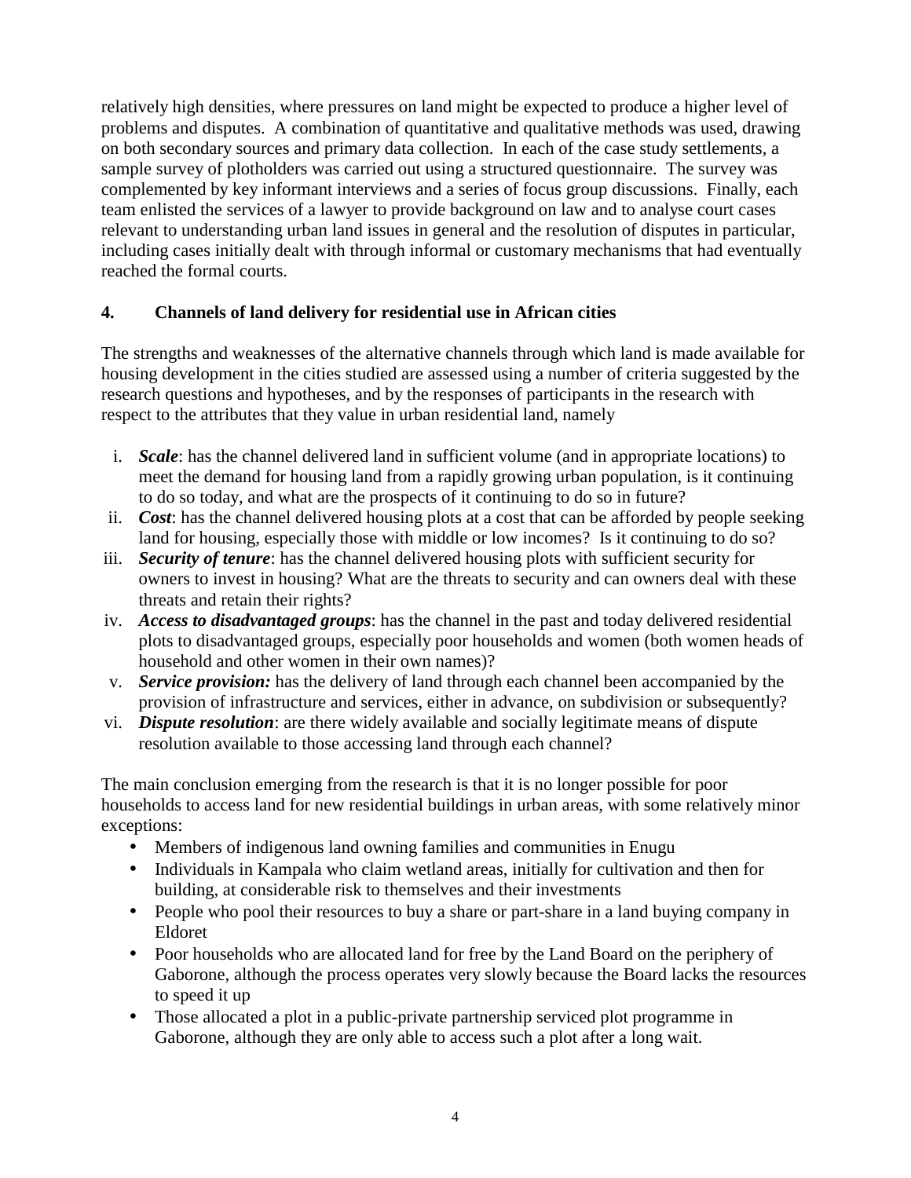relatively high densities, where pressures on land might be expected to produce a higher level of problems and disputes. A combination of quantitative and qualitative methods was used, drawing on both secondary sources and primary data collection. In each of the case study settlements, a sample survey of plotholders was carried out using a structured questionnaire. The survey was complemented by key informant interviews and a series of focus group discussions. Finally, each team enlisted the services of a lawyer to provide background on law and to analyse court cases relevant to understanding urban land issues in general and the resolution of disputes in particular, including cases initially dealt with through informal or customary mechanisms that had eventually reached the formal courts.

## 4. Channels of land delivery for residential use in African cities

The strengths and weaknesses of the alternative channels through which land is made available for housing development in the cities studied are assessed using a number of criteria suggested by the research questions and hypotheses, and by the responses of participants in the research with respect to the attributes that they value in urban residential land, namely

i. ***Scale***: has the channel delivered land in sufficient volume (and in appropriate locations) to meet the demand for housing land from a rapidly growing urban population, is it continuing to do so today, and what are the prospects of it continuing to do so in future?
ii. ***Cost***: has the channel delivered housing plots at a cost that can be afforded by people seeking land for housing, especially those with middle or low incomes? Is it continuing to do so?
iii. ***Security of tenure***: has the channel delivered housing plots with sufficient security for owners to invest in housing? What are the threats to security and can owners deal with these threats and retain their rights?
iv. ***Access to disadvantaged groups***: has the channel in the past and today delivered residential plots to disadvantaged groups, especially poor households and women (both women heads of household and other women in their own names)?
v. ***Service provision:*** has the delivery of land through each channel been accompanied by the provision of infrastructure and services, either in advance, on subdivision or subsequently?
vi. ***Dispute resolution***: are there widely available and socially legitimate means of dispute resolution available to those accessing land through each channel?

The main conclusion emerging from the research is that it is no longer possible for poor households to access land for new residential buildings in urban areas, with some relatively minor exceptions:

- Members of indigenous land owning families and communities in Enugu
- Individuals in Kampala who claim wetland areas, initially for cultivation and then for building, at considerable risk to themselves and their investments
- People who pool their resources to buy a share or part-share in a land buying company in Eldoret
- Poor households who are allocated land for free by the Land Board on the periphery of Gaborone, although the process operates very slowly because the Board lacks the resources to speed it up
- Those allocated a plot in a public-private partnership serviced plot programme in Gaborone, although they are only able to access such a plot after a long wait.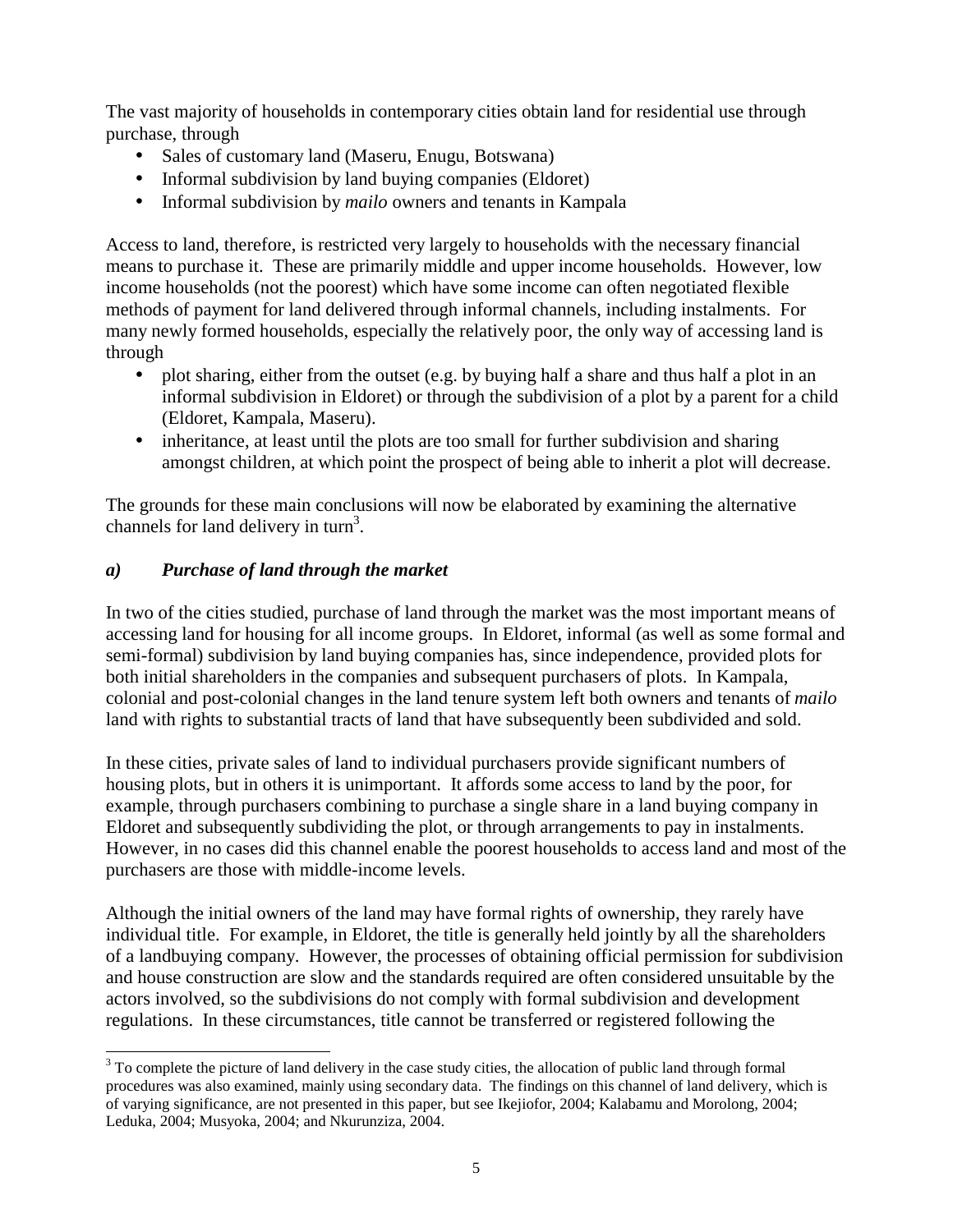The vast majority of households in contemporary cities obtain land for residential use through purchase, through

- Sales of customary land (Maseru, Enugu, Botswana)
- Informal subdivision by land buying companies (Eldoret)
- Informal subdivision by *mailo* owners and tenants in Kampala

Access to land, therefore, is restricted very largely to households with the necessary financial means to purchase it. These are primarily middle and upper income households. However, low income households (not the poorest) which have some income can often negotiated flexible methods of payment for land delivered through informal channels, including instalments. For many newly formed households, especially the relatively poor, the only way of accessing land is through

- plot sharing, either from the outset (e.g. by buying half a share and thus half a plot in an informal subdivision in Eldoret) or through the subdivision of a plot by a parent for a child (Eldoret, Kampala, Maseru).
- inheritance, at least until the plots are too small for further subdivision and sharing amongst children, at which point the prospect of being able to inherit a plot will decrease.

The grounds for these main conclusions will now be elaborated by examining the alternative channels for land delivery in turn[3].

### *a) Purchase of land through the market*

In two of the cities studied, purchase of land through the market was the most important means of accessing land for housing for all income groups. In Eldoret, informal (as well as some formal and semi-formal) subdivision by land buying companies has, since independence, provided plots for both initial shareholders in the companies and subsequent purchasers of plots. In Kampala, colonial and post-colonial changes in the land tenure system left both owners and tenants of *mailo* land with rights to substantial tracts of land that have subsequently been subdivided and sold.

In these cities, private sales of land to individual purchasers provide significant numbers of housing plots, but in others it is unimportant. It affords some access to land by the poor, for example, through purchasers combining to purchase a single share in a land buying company in Eldoret and subsequently subdividing the plot, or through arrangements to pay in instalments. However, in no cases did this channel enable the poorest households to access land and most of the purchasers are those with middle-income levels.

Although the initial owners of the land may have formal rights of ownership, they rarely have individual title. For example, in Eldoret, the title is generally held jointly by all the shareholders of a landbuying company. However, the processes of obtaining official permission for subdivision and house construction are slow and the standards required are often considered unsuitable by the actors involved, so the subdivisions do not comply with formal subdivision and development regulations. In these circumstances, title cannot be transferred or registered following the

---

[3] To complete the picture of land delivery in the case study cities, the allocation of public land through formal procedures was also examined, mainly using secondary data. The findings on this channel of land delivery, which is of varying significance, are not presented in this paper, but see Ikejiofor, 2004; Kalabamu and Morolong, 2004; Leduka, 2004; Musyoka, 2004; and Nkurunziza, 2004.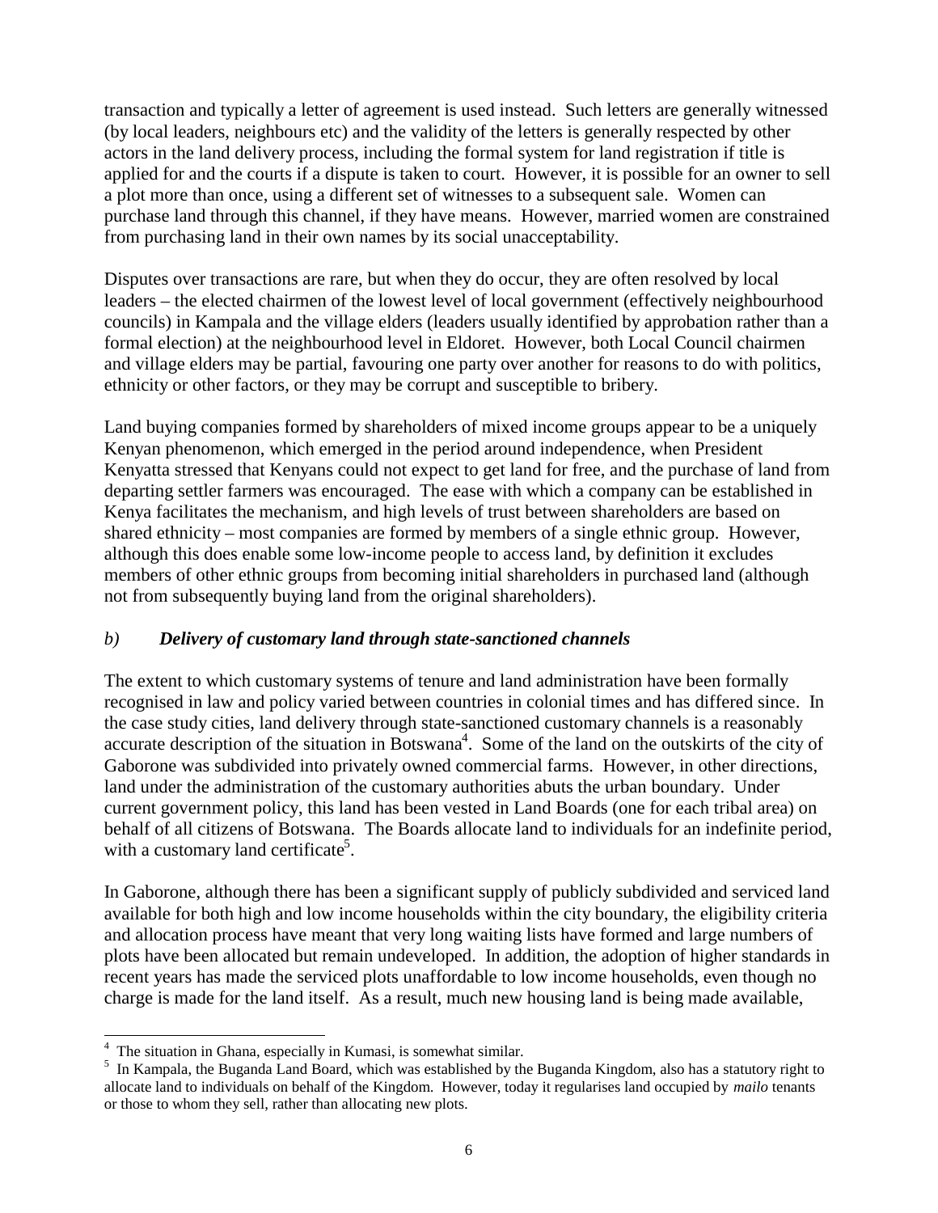transaction and typically a letter of agreement is used instead. Such letters are generally witnessed (by local leaders, neighbours etc) and the validity of the letters is generally respected by other actors in the land delivery process, including the formal system for land registration if title is applied for and the courts if a dispute is taken to court. However, it is possible for an owner to sell a plot more than once, using a different set of witnesses to a subsequent sale. Women can purchase land through this channel, if they have means. However, married women are constrained from purchasing land in their own names by its social unacceptability.

Disputes over transactions are rare, but when they do occur, they are often resolved by local leaders – the elected chairmen of the lowest level of local government (effectively neighbourhood councils) in Kampala and the village elders (leaders usually identified by approbation rather than a formal election) at the neighbourhood level in Eldoret. However, both Local Council chairmen and village elders may be partial, favouring one party over another for reasons to do with politics, ethnicity or other factors, or they may be corrupt and susceptible to bribery.

Land buying companies formed by shareholders of mixed income groups appear to be a uniquely Kenyan phenomenon, which emerged in the period around independence, when President Kenyatta stressed that Kenyans could not expect to get land for free, and the purchase of land from departing settler farmers was encouraged. The ease with which a company can be established in Kenya facilitates the mechanism, and high levels of trust between shareholders are based on shared ethnicity – most companies are formed by members of a single ethnic group. However, although this does enable some low-income people to access land, by definition it excludes members of other ethnic groups from becoming initial shareholders in purchased land (although not from subsequently buying land from the original shareholders).

### *b) Delivery of customary land through state-sanctioned channels*

The extent to which customary systems of tenure and land administration have been formally recognised in law and policy varied between countries in colonial times and has differed since. In the case study cities, land delivery through state-sanctioned customary channels is a reasonably accurate description of the situation in Botswana[4]. Some of the land on the outskirts of the city of Gaborone was subdivided into privately owned commercial farms. However, in other directions, land under the administration of the customary authorities abuts the urban boundary. Under current government policy, this land has been vested in Land Boards (one for each tribal area) on behalf of all citizens of Botswana. The Boards allocate land to individuals for an indefinite period, with a customary land certificate[5].

In Gaborone, although there has been a significant supply of publicly subdivided and serviced land available for both high and low income households within the city boundary, the eligibility criteria and allocation process have meant that very long waiting lists have formed and large numbers of plots have been allocated but remain undeveloped. In addition, the adoption of higher standards in recent years has made the serviced plots unaffordable to low income households, even though no charge is made for the land itself. As a result, much new housing land is being made available,

---

[4] The situation in Ghana, especially in Kumasi, is somewhat similar.

[5] In Kampala, the Buganda Land Board, which was established by the Buganda Kingdom, also has a statutory right to allocate land to individuals on behalf of the Kingdom. However, today it regularises land occupied by *mailo* tenants or those to whom they sell, rather than allocating new plots.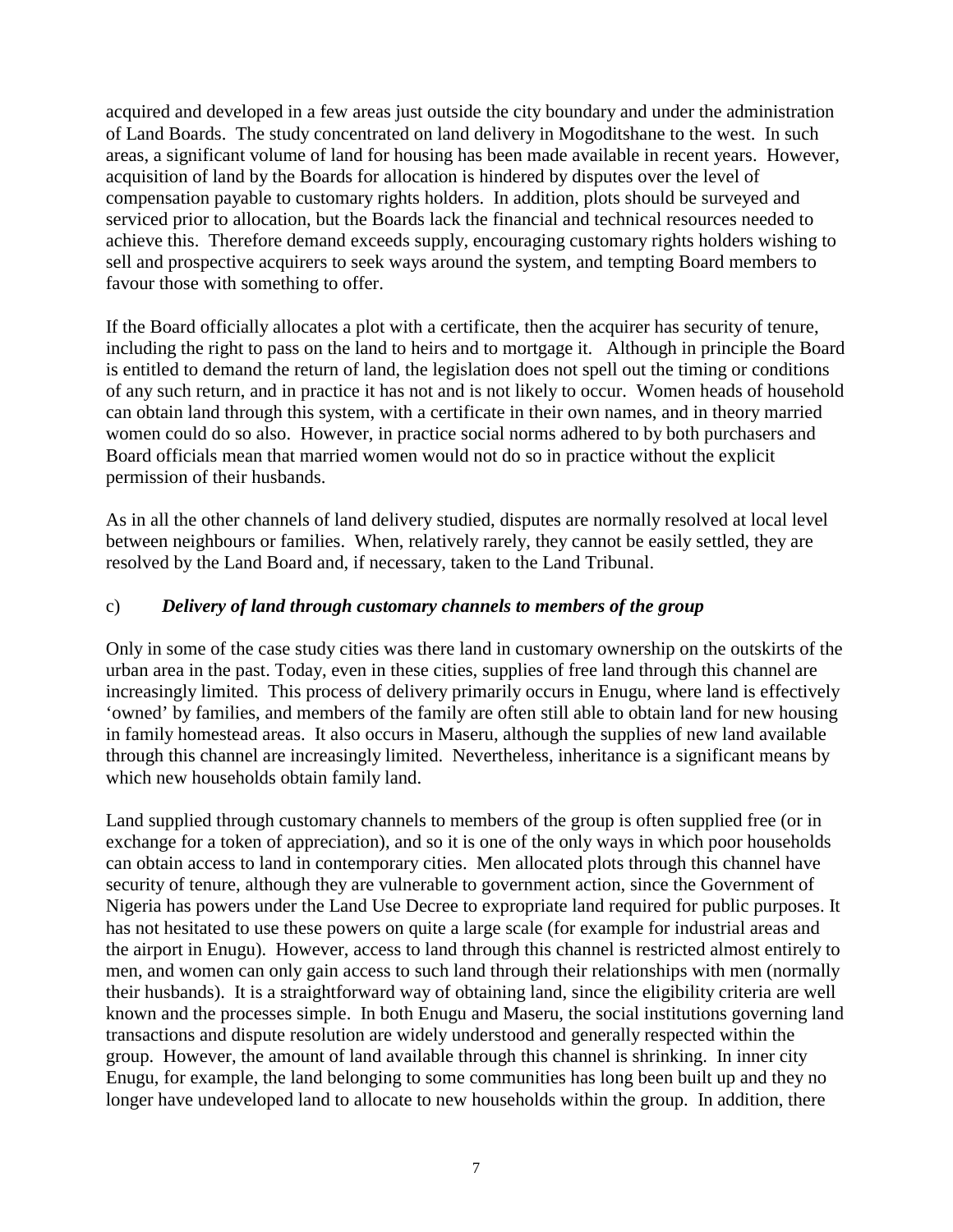acquired and developed in a few areas just outside the city boundary and under the administration of Land Boards. The study concentrated on land delivery in Mogoditshane to the west. In such areas, a significant volume of land for housing has been made available in recent years. However, acquisition of land by the Boards for allocation is hindered by disputes over the level of compensation payable to customary rights holders. In addition, plots should be surveyed and serviced prior to allocation, but the Boards lack the financial and technical resources needed to achieve this. Therefore demand exceeds supply, encouraging customary rights holders wishing to sell and prospective acquirers to seek ways around the system, and tempting Board members to favour those with something to offer.

If the Board officially allocates a plot with a certificate, then the acquirer has security of tenure, including the right to pass on the land to heirs and to mortgage it. Although in principle the Board is entitled to demand the return of land, the legislation does not spell out the timing or conditions of any such return, and in practice it has not and is not likely to occur. Women heads of household can obtain land through this system, with a certificate in their own names, and in theory married women could do so also. However, in practice social norms adhered to by both purchasers and Board officials mean that married women would not do so in practice without the explicit permission of their husbands.

As in all the other channels of land delivery studied, disputes are normally resolved at local level between neighbours or families. When, relatively rarely, they cannot be easily settled, they are resolved by the Land Board and, if necessary, taken to the Land Tribunal.

### c) *Delivery of land through customary channels to members of the group*

Only in some of the case study cities was there land in customary ownership on the outskirts of the urban area in the past. Today, even in these cities, supplies of free land through this channel are increasingly limited. This process of delivery primarily occurs in Enugu, where land is effectively 'owned' by families, and members of the family are often still able to obtain land for new housing in family homestead areas. It also occurs in Maseru, although the supplies of new land available through this channel are increasingly limited. Nevertheless, inheritance is a significant means by which new households obtain family land.

Land supplied through customary channels to members of the group is often supplied free (or in exchange for a token of appreciation), and so it is one of the only ways in which poor households can obtain access to land in contemporary cities. Men allocated plots through this channel have security of tenure, although they are vulnerable to government action, since the Government of Nigeria has powers under the Land Use Decree to expropriate land required for public purposes. It has not hesitated to use these powers on quite a large scale (for example for industrial areas and the airport in Enugu). However, access to land through this channel is restricted almost entirely to men, and women can only gain access to such land through their relationships with men (normally their husbands). It is a straightforward way of obtaining land, since the eligibility criteria are well known and the processes simple. In both Enugu and Maseru, the social institutions governing land transactions and dispute resolution are widely understood and generally respected within the group. However, the amount of land available through this channel is shrinking. In inner city Enugu, for example, the land belonging to some communities has long been built up and they no longer have undeveloped land to allocate to new households within the group. In addition, there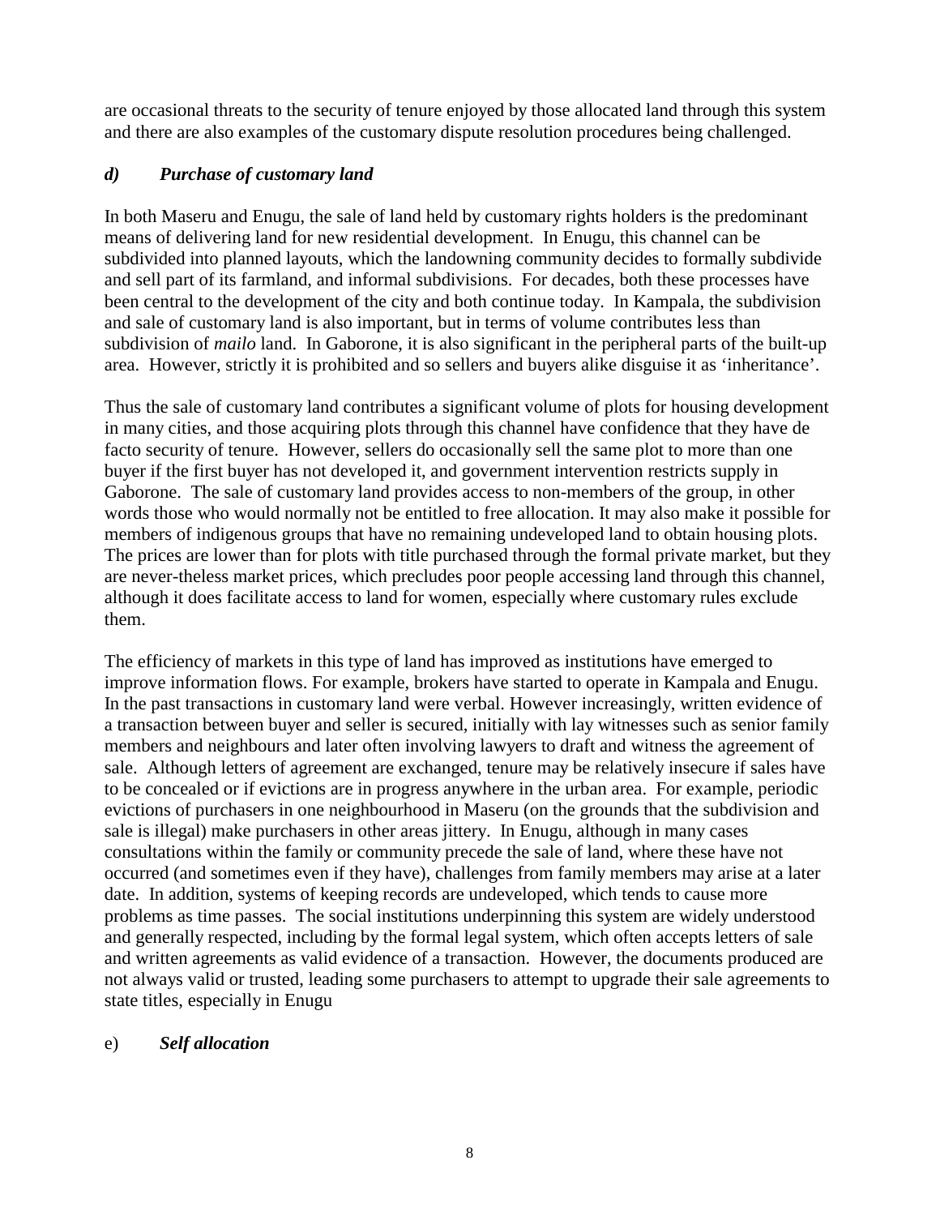are occasional threats to the security of tenure enjoyed by those allocated land through this system and there are also examples of the customary dispute resolution procedures being challenged.

### *d) Purchase of customary land*

In both Maseru and Enugu, the sale of land held by customary rights holders is the predominant means of delivering land for new residential development. In Enugu, this channel can be subdivided into planned layouts, which the landowning community decides to formally subdivide and sell part of its farmland, and informal subdivisions. For decades, both these processes have been central to the development of the city and both continue today. In Kampala, the subdivision and sale of customary land is also important, but in terms of volume contributes less than subdivision of *mailo* land. In Gaborone, it is also significant in the peripheral parts of the built-up area. However, strictly it is prohibited and so sellers and buyers alike disguise it as 'inheritance'.

Thus the sale of customary land contributes a significant volume of plots for housing development in many cities, and those acquiring plots through this channel have confidence that they have de facto security of tenure. However, sellers do occasionally sell the same plot to more than one buyer if the first buyer has not developed it, and government intervention restricts supply in Gaborone. The sale of customary land provides access to non-members of the group, in other words those who would normally not be entitled to free allocation. It may also make it possible for members of indigenous groups that have no remaining undeveloped land to obtain housing plots. The prices are lower than for plots with title purchased through the formal private market, but they are never-theless market prices, which precludes poor people accessing land through this channel, although it does facilitate access to land for women, especially where customary rules exclude them.

The efficiency of markets in this type of land has improved as institutions have emerged to improve information flows. For example, brokers have started to operate in Kampala and Enugu. In the past transactions in customary land were verbal. However increasingly, written evidence of a transaction between buyer and seller is secured, initially with lay witnesses such as senior family members and neighbours and later often involving lawyers to draft and witness the agreement of sale. Although letters of agreement are exchanged, tenure may be relatively insecure if sales have to be concealed or if evictions are in progress anywhere in the urban area. For example, periodic evictions of purchasers in one neighbourhood in Maseru (on the grounds that the subdivision and sale is illegal) make purchasers in other areas jittery. In Enugu, although in many cases consultations within the family or community precede the sale of land, where these have not occurred (and sometimes even if they have), challenges from family members may arise at a later date. In addition, systems of keeping records are undeveloped, which tends to cause more problems as time passes. The social institutions underpinning this system are widely understood and generally respected, including by the formal legal system, which often accepts letters of sale and written agreements as valid evidence of a transaction. However, the documents produced are not always valid or trusted, leading some purchasers to attempt to upgrade their sale agreements to state titles, especially in Enugu

### e) *Self allocation*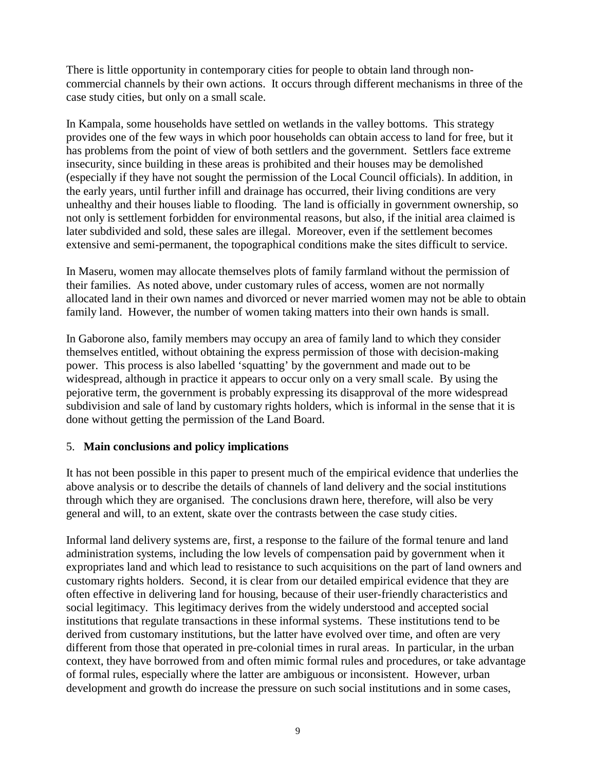There is little opportunity in contemporary cities for people to obtain land through non-commercial channels by their own actions. It occurs through different mechanisms in three of the case study cities, but only on a small scale.

In Kampala, some households have settled on wetlands in the valley bottoms. This strategy provides one of the few ways in which poor households can obtain access to land for free, but it has problems from the point of view of both settlers and the government. Settlers face extreme insecurity, since building in these areas is prohibited and their houses may be demolished (especially if they have not sought the permission of the Local Council officials). In addition, in the early years, until further infill and drainage has occurred, their living conditions are very unhealthy and their houses liable to flooding. The land is officially in government ownership, so not only is settlement forbidden for environmental reasons, but also, if the initial area claimed is later subdivided and sold, these sales are illegal. Moreover, even if the settlement becomes extensive and semi-permanent, the topographical conditions make the sites difficult to service.

In Maseru, women may allocate themselves plots of family farmland without the permission of their families. As noted above, under customary rules of access, women are not normally allocated land in their own names and divorced or never married women may not be able to obtain family land. However, the number of women taking matters into their own hands is small.

In Gaborone also, family members may occupy an area of family land to which they consider themselves entitled, without obtaining the express permission of those with decision-making power. This process is also labelled 'squatting' by the government and made out to be widespread, although in practice it appears to occur only on a very small scale. By using the pejorative term, the government is probably expressing its disapproval of the more widespread subdivision and sale of land by customary rights holders, which is informal in the sense that it is done without getting the permission of the Land Board.

## 5. **Main conclusions and policy implications**

It has not been possible in this paper to present much of the empirical evidence that underlies the above analysis or to describe the details of channels of land delivery and the social institutions through which they are organised. The conclusions drawn here, therefore, will also be very general and will, to an extent, skate over the contrasts between the case study cities.

Informal land delivery systems are, first, a response to the failure of the formal tenure and land administration systems, including the low levels of compensation paid by government when it expropriates land and which lead to resistance to such acquisitions on the part of land owners and customary rights holders. Second, it is clear from our detailed empirical evidence that they are often effective in delivering land for housing, because of their user-friendly characteristics and social legitimacy. This legitimacy derives from the widely understood and accepted social institutions that regulate transactions in these informal systems. These institutions tend to be derived from customary institutions, but the latter have evolved over time, and often are very different from those that operated in pre-colonial times in rural areas. In particular, in the urban context, they have borrowed from and often mimic formal rules and procedures, or take advantage of formal rules, especially where the latter are ambiguous or inconsistent. However, urban development and growth do increase the pressure on such social institutions and in some cases,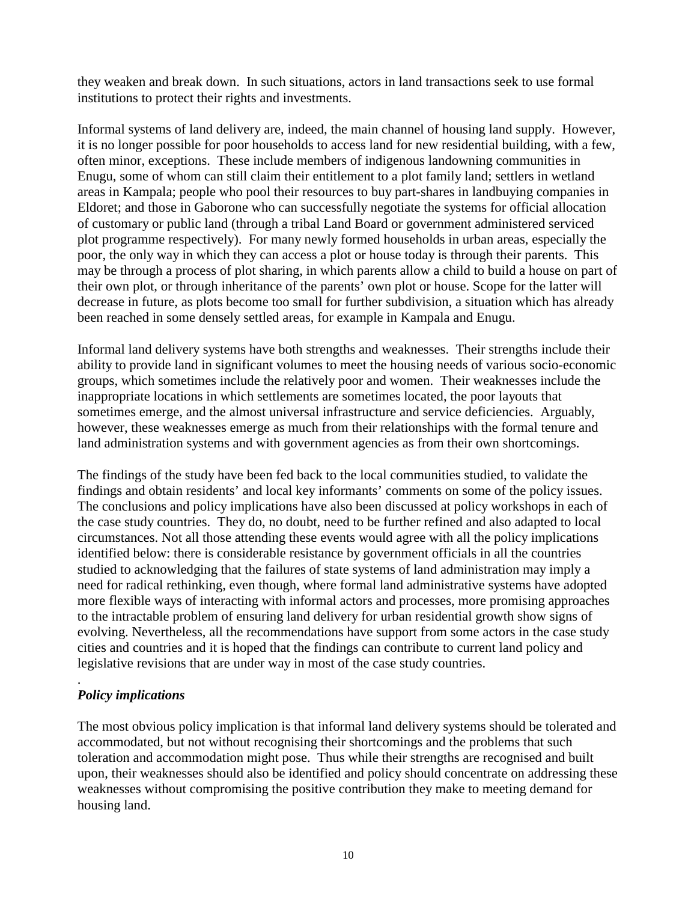they weaken and break down. In such situations, actors in land transactions seek to use formal institutions to protect their rights and investments.

Informal systems of land delivery are, indeed, the main channel of housing land supply. However, it is no longer possible for poor households to access land for new residential building, with a few, often minor, exceptions. These include members of indigenous landowning communities in Enugu, some of whom can still claim their entitlement to a plot family land; settlers in wetland areas in Kampala; people who pool their resources to buy part-shares in landbuying companies in Eldoret; and those in Gaborone who can successfully negotiate the systems for official allocation of customary or public land (through a tribal Land Board or government administered serviced plot programme respectively). For many newly formed households in urban areas, especially the poor, the only way in which they can access a plot or house today is through their parents. This may be through a process of plot sharing, in which parents allow a child to build a house on part of their own plot, or through inheritance of the parents' own plot or house. Scope for the latter will decrease in future, as plots become too small for further subdivision, a situation which has already been reached in some densely settled areas, for example in Kampala and Enugu.

Informal land delivery systems have both strengths and weaknesses. Their strengths include their ability to provide land in significant volumes to meet the housing needs of various socio-economic groups, which sometimes include the relatively poor and women. Their weaknesses include the inappropriate locations in which settlements are sometimes located, the poor layouts that sometimes emerge, and the almost universal infrastructure and service deficiencies. Arguably, however, these weaknesses emerge as much from their relationships with the formal tenure and land administration systems and with government agencies as from their own shortcomings.

The findings of the study have been fed back to the local communities studied, to validate the findings and obtain residents' and local key informants' comments on some of the policy issues. The conclusions and policy implications have also been discussed at policy workshops in each of the case study countries. They do, no doubt, need to be further refined and also adapted to local circumstances. Not all those attending these events would agree with all the policy implications identified below: there is considerable resistance by government officials in all the countries studied to acknowledging that the failures of state systems of land administration may imply a need for radical rethinking, even though, where formal land administrative systems have adopted more flexible ways of interacting with informal actors and processes, more promising approaches to the intractable problem of ensuring land delivery for urban residential growth show signs of evolving. Nevertheless, all the recommendations have support from some actors in the case study cities and countries and it is hoped that the findings can contribute to current land policy and legislative revisions that are under way in most of the case study countries.

.

***Policy implications***

The most obvious policy implication is that informal land delivery systems should be tolerated and accommodated, but not without recognising their shortcomings and the problems that such toleration and accommodation might pose. Thus while their strengths are recognised and built upon, their weaknesses should also be identified and policy should concentrate on addressing these weaknesses without compromising the positive contribution they make to meeting demand for housing land.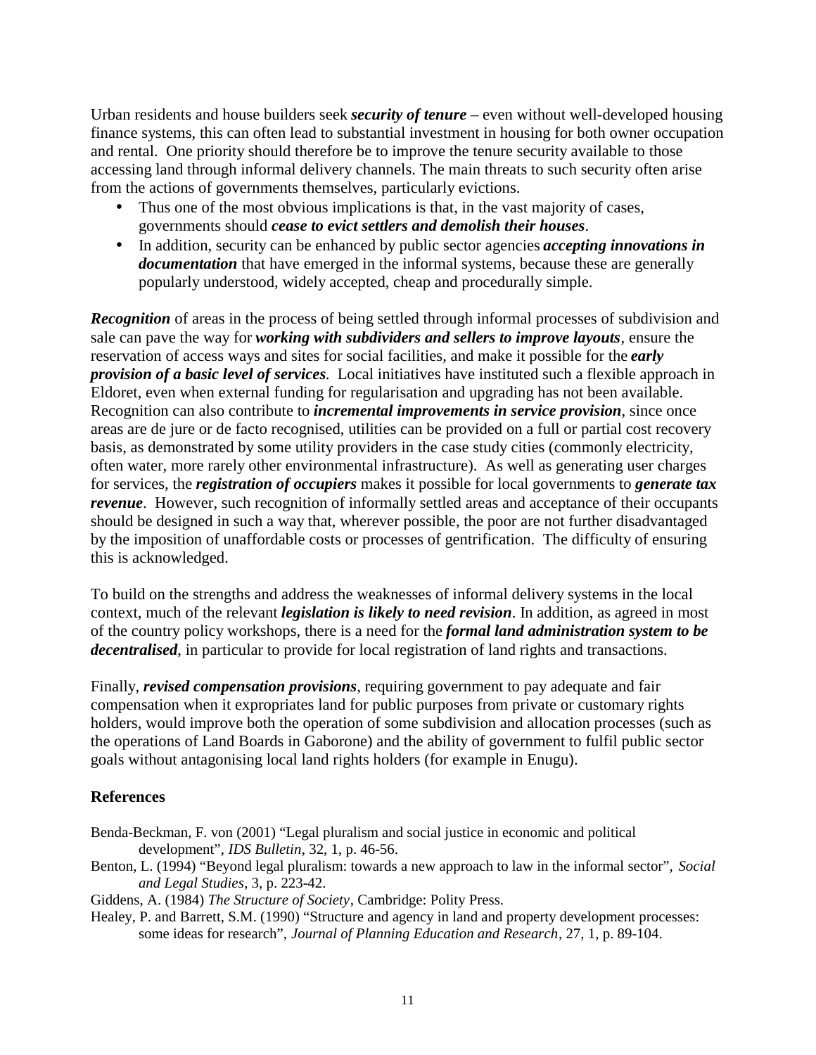Urban residents and house builders seek ***security of tenure*** – even without well-developed housing finance systems, this can often lead to substantial investment in housing for both owner occupation and rental. One priority should therefore be to improve the tenure security available to those accessing land through informal delivery channels. The main threats to such security often arise from the actions of governments themselves, particularly evictions.

- Thus one of the most obvious implications is that, in the vast majority of cases, governments should ***cease to evict settlers and demolish their houses***.
- In addition, security can be enhanced by public sector agencies ***accepting innovations in documentation*** that have emerged in the informal systems, because these are generally popularly understood, widely accepted, cheap and procedurally simple.

***Recognition*** of areas in the process of being settled through informal processes of subdivision and sale can pave the way for ***working with subdividers and sellers to improve layouts***, ensure the reservation of access ways and sites for social facilities, and make it possible for the ***early provision of a basic level of services***. Local initiatives have instituted such a flexible approach in Eldoret, even when external funding for regularisation and upgrading has not been available. Recognition can also contribute to ***incremental improvements in service provision***, since once areas are de jure or de facto recognised, utilities can be provided on a full or partial cost recovery basis, as demonstrated by some utility providers in the case study cities (commonly electricity, often water, more rarely other environmental infrastructure). As well as generating user charges for services, the ***registration of occupiers*** makes it possible for local governments to ***generate tax revenue***. However, such recognition of informally settled areas and acceptance of their occupants should be designed in such a way that, wherever possible, the poor are not further disadvantaged by the imposition of unaffordable costs or processes of gentrification. The difficulty of ensuring this is acknowledged.

To build on the strengths and address the weaknesses of informal delivery systems in the local context, much of the relevant ***legislation is likely to need revision***. In addition, as agreed in most of the country policy workshops, there is a need for the ***formal land administration system to be decentralised***, in particular to provide for local registration of land rights and transactions.

Finally, ***revised compensation provisions***, requiring government to pay adequate and fair compensation when it expropriates land for public purposes from private or customary rights holders, would improve both the operation of some subdivision and allocation processes (such as the operations of Land Boards in Gaborone) and the ability of government to fulfil public sector goals without antagonising local land rights holders (for example in Enugu).

## References

Benda-Beckman, F. von (2001) "Legal pluralism and social justice in economic and political development", *IDS Bulletin*, 32, 1, p. 46-56.

Benton, L. (1994) "Beyond legal pluralism: towards a new approach to law in the informal sector", *Social and Legal Studies*, 3, p. 223-42.

Giddens, A. (1984) *The Structure of Society*, Cambridge: Polity Press.

Healey, P. and Barrett, S.M. (1990) "Structure and agency in land and property development processes: some ideas for research", *Journal of Planning Education and Research*, 27, 1, p. 89-104.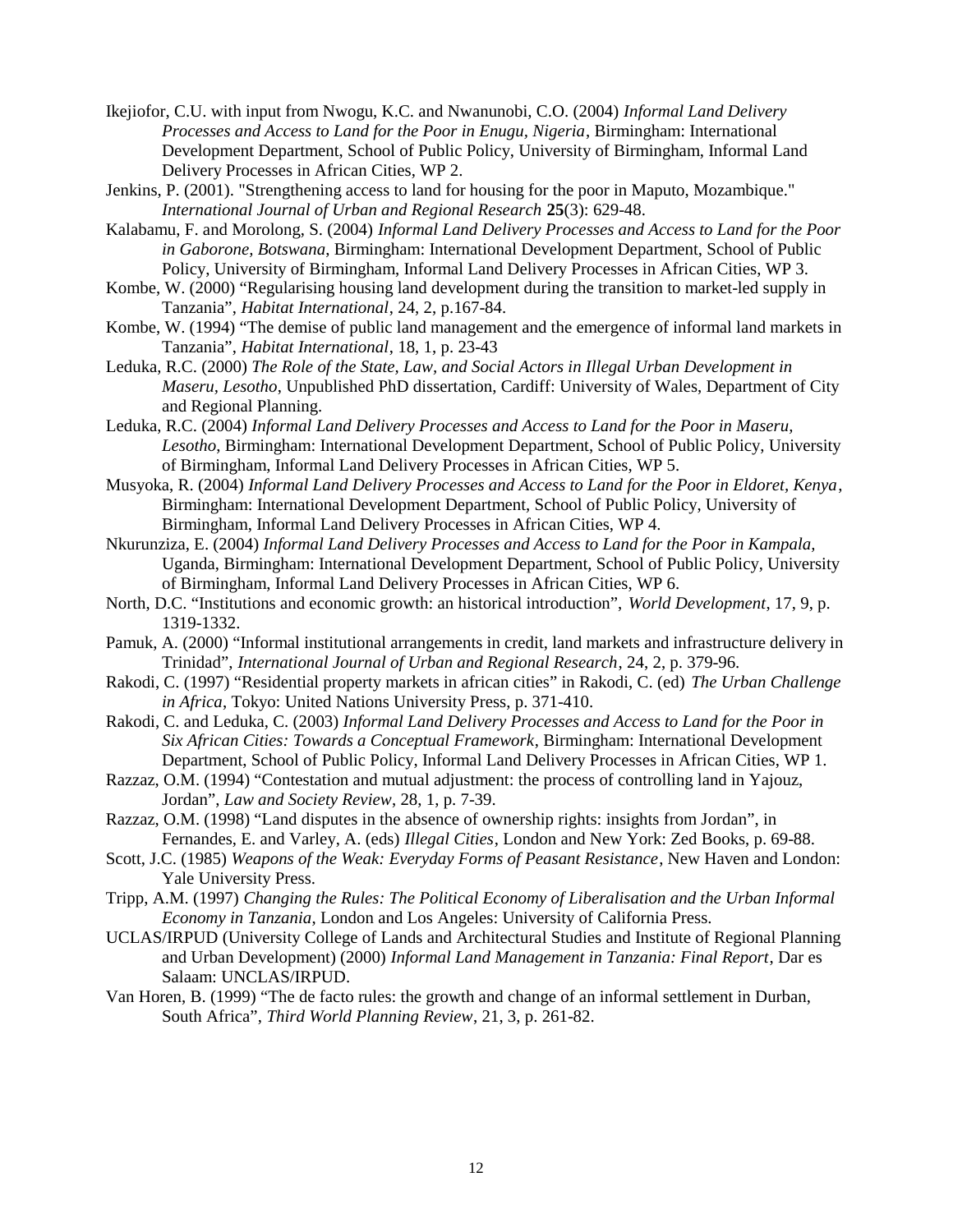Ikejiofor, C.U. with input from Nwogu, K.C. and Nwanunobi, C.O. (2004) *Informal Land Delivery Processes and Access to Land for the Poor in Enugu, Nigeria*, Birmingham: International Development Department, School of Public Policy, University of Birmingham, Informal Land Delivery Processes in African Cities, WP 2.

Jenkins, P. (2001). "Strengthening access to land for housing for the poor in Maputo, Mozambique." *International Journal of Urban and Regional Research* **25**(3): 629-48.

Kalabamu, F. and Morolong, S. (2004) *Informal Land Delivery Processes and Access to Land for the Poor in Gaborone, Botswana*, Birmingham: International Development Department, School of Public Policy, University of Birmingham, Informal Land Delivery Processes in African Cities, WP 3.

Kombe, W. (2000) "Regularising housing land development during the transition to market-led supply in Tanzania", *Habitat International*, 24, 2, p.167-84.

Kombe, W. (1994) "The demise of public land management and the emergence of informal land markets in Tanzania", *Habitat International*, 18, 1, p. 23-43

Leduka, R.C. (2000) *The Role of the State, Law, and Social Actors in Illegal Urban Development in Maseru, Lesotho*, Unpublished PhD dissertation, Cardiff: University of Wales, Department of City and Regional Planning.

Leduka, R.C. (2004) *Informal Land Delivery Processes and Access to Land for the Poor in Maseru, Lesotho*, Birmingham: International Development Department, School of Public Policy, University of Birmingham, Informal Land Delivery Processes in African Cities, WP 5.

Musyoka, R. (2004) *Informal Land Delivery Processes and Access to Land for the Poor in Eldoret, Kenya*, Birmingham: International Development Department, School of Public Policy, University of Birmingham, Informal Land Delivery Processes in African Cities, WP 4.

Nkurunziza, E. (2004) *Informal Land Delivery Processes and Access to Land for the Poor in Kampala,* Uganda, Birmingham: International Development Department, School of Public Policy, University of Birmingham, Informal Land Delivery Processes in African Cities, WP 6.

North, D.C. "Institutions and economic growth: an historical introduction", *World Development*, 17, 9, p. 1319-1332.

Pamuk, A. (2000) "Informal institutional arrangements in credit, land markets and infrastructure delivery in Trinidad", *International Journal of Urban and Regional Research*, 24, 2, p. 379-96.

Rakodi, C. (1997) "Residential property markets in african cities" in Rakodi, C. (ed) *The Urban Challenge in Africa*, Tokyo: United Nations University Press, p. 371-410.

Rakodi, C. and Leduka, C. (2003) *Informal Land Delivery Processes and Access to Land for the Poor in Six African Cities: Towards a Conceptual Framework*, Birmingham: International Development Department, School of Public Policy, Informal Land Delivery Processes in African Cities, WP 1.

Razzaz, O.M. (1994) "Contestation and mutual adjustment: the process of controlling land in Yajouz, Jordan", *Law and Society Review*, 28, 1, p. 7-39.

Razzaz, O.M. (1998) "Land disputes in the absence of ownership rights: insights from Jordan", in Fernandes, E. and Varley, A. (eds) *Illegal Cities*, London and New York: Zed Books, p. 69-88.

Scott, J.C. (1985) *Weapons of the Weak: Everyday Forms of Peasant Resistance*, New Haven and London: Yale University Press.

Tripp, A.M. (1997) *Changing the Rules: The Political Economy of Liberalisation and the Urban Informal Economy in Tanzania*, London and Los Angeles: University of California Press.

UCLAS/IRPUD (University College of Lands and Architectural Studies and Institute of Regional Planning and Urban Development) (2000) *Informal Land Management in Tanzania: Final Report*, Dar es Salaam: UNCLAS/IRPUD.

Van Horen, B. (1999) "The de facto rules: the growth and change of an informal settlement in Durban, South Africa", *Third World Planning Review*, 21, 3, p. 261-82.